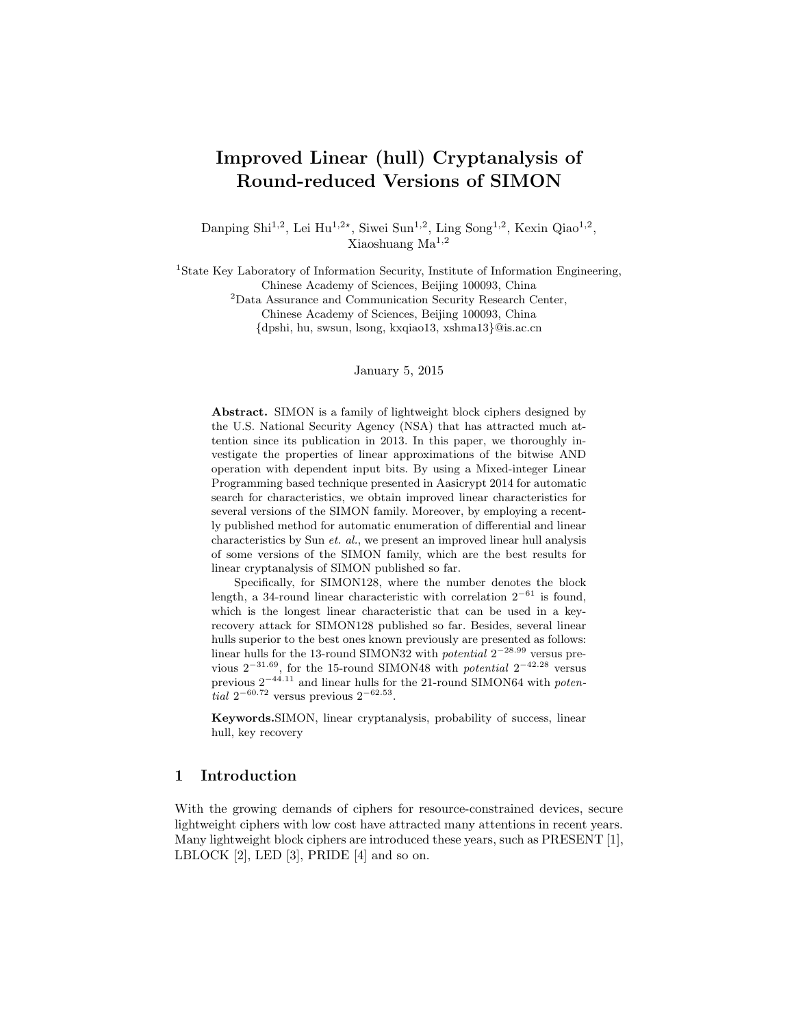# Improved Linear (hull) Cryptanalysis of Round-reduced Versions of SIMON

Danping Shi[1,2], Lei Hu[1,2⋆], Siwei Sun[1,2], Ling Song[1,2], Kexin Qiao[1,2], Xiaoshuang Ma[1,2]

[1]State Key Laboratory of Information Security, Institute of Information Engineering, Chinese Academy of Sciences, Beijing 100093, China

[2]Data Assurance and Communication Security Research Center, Chinese Academy of Sciences, Beijing 100093, China

{dpshi, hu, swsun, lsong, kxqiao13, xshma13}@is.ac.cn

January 5, 2015

**Abstract.** SIMON is a family of lightweight block ciphers designed by the U.S. National Security Agency (NSA) that has attracted much attention since its publication in 2013. In this paper, we thoroughly investigate the properties of linear approximations of the bitwise AND operation with dependent input bits. By using a Mixed-integer Linear Programming based technique presented in Aasicrypt 2014 for automatic search for characteristics, we obtain improved linear characteristics for several versions of the SIMON family. Moreover, by employing a recently published method for automatic enumeration of differential and linear characteristics by Sun *et. al.*, we present an improved linear hull analysis of some versions of the SIMON family, which are the best results for linear cryptanalysis of SIMON published so far.

Specifically, for SIMON128, where the number denotes the block length, a 34-round linear characteristic with correlation $2^{-61}$ is found, which is the longest linear characteristic that can be used in a key-recovery attack for SIMON128 published so far. Besides, several linear hulls superior to the best ones known previously are presented as follows: linear hulls for the 13-round SIMON32 with *potential* $2^{-28.99}$ versus previous $2^{-31.69}$, for the 15-round SIMON48 with *potential* $2^{-42.28}$ versus previous $2^{-44.11}$ and linear hulls for the 21-round SIMON64 with *potential* $2^{-60.72}$ versus previous $2^{-62.53}$.

**Keywords.**SIMON, linear cryptanalysis, probability of success, linear hull, key recovery

## 1 Introduction

With the growing demands of ciphers for resource-constrained devices, secure lightweight ciphers with low cost have attracted many attentions in recent years. Many lightweight block ciphers are introduced these years, such as PRESENT [1], LBLOCK [2], LED [3], PRIDE [4] and so on.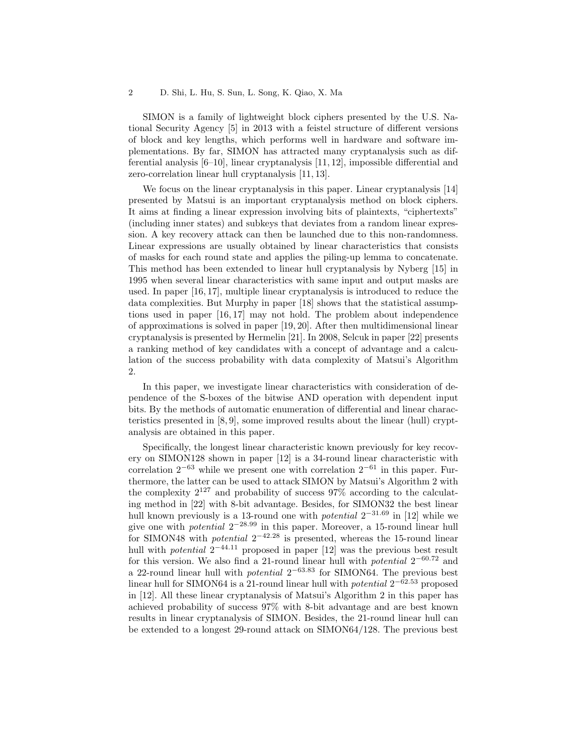SIMON is a family of lightweight block ciphers presented by the U.S. National Security Agency [5] in 2013 with a feistel structure of different versions of block and key lengths, which performs well in hardware and software implementations. By far, SIMON has attracted many cryptanalysis such as differential analysis [6–10], linear cryptanalysis [11, 12], impossible differential and zero-correlation linear hull cryptanalysis [11, 13].

We focus on the linear cryptanalysis in this paper. Linear cryptanalysis [14] presented by Matsui is an important cryptanalysis method on block ciphers. It aims at finding a linear expression involving bits of plaintexts, "ciphertexts" (including inner states) and subkeys that deviates from a random linear expression. A key recovery attack can then be launched due to this non-randomness. Linear expressions are usually obtained by linear characteristics that consists of masks for each round state and applies the piling-up lemma to concatenate. This method has been extended to linear hull cryptanalysis by Nyberg [15] in 1995 when several linear characteristics with same input and output masks are used. In paper [16, 17], multiple linear cryptanalysis is introduced to reduce the data complexities. But Murphy in paper [18] shows that the statistical assumptions used in paper [16, 17] may not hold. The problem about independence of approximations is solved in paper [19, 20]. After then multidimensional linear cryptanalysis is presented by Hermelin [21]. In 2008, Selcuk in paper [22] presents a ranking method of key candidates with a concept of advantage and a calculation of the success probability with data complexity of Matsui's Algorithm 2.

In this paper, we investigate linear characteristics with consideration of dependence of the S-boxes of the bitwise AND operation with dependent input bits. By the methods of automatic enumeration of differential and linear characteristics presented in [8, 9], some improved results about the linear (hull) cryptanalysis are obtained in this paper.

Specifically, the longest linear characteristic known previously for key recovery on SIMON128 shown in paper [12] is a 34-round linear characteristic with correlation $2^{-63}$ while we present one with correlation $2^{-61}$ in this paper. Furthermore, the latter can be used to attack SIMON by Matsui's Algorithm 2 with the complexity $2^{127}$ and probability of success 97% according to the calculating method in [22] with 8-bit advantage. Besides, for SIMON32 the best linear hull known previously is a 13-round one with *potential* $2^{-31.69}$ in [12] while we give one with *potential* $2^{-28.99}$ in this paper. Moreover, a 15-round linear hull for SIMON48 with *potential* $2^{-42.28}$ is presented, whereas the 15-round linear hull with *potential* $2^{-44.11}$ proposed in paper [12] was the previous best result for this version. We also find a 21-round linear hull with *potential* $2^{-60.72}$ and a 22-round linear hull with *potential* $2^{-63.83}$ for SIMON64. The previous best linear hull for SIMON64 is a 21-round linear hull with *potential* $2^{-62.53}$ proposed in [12]. All these linear cryptanalysis of Matsui's Algorithm 2 in this paper has achieved probability of success 97% with 8-bit advantage and are best known results in linear cryptanalysis of SIMON. Besides, the 21-round linear hull can be extended to a longest 29-round attack on SIMON64/128. The previous best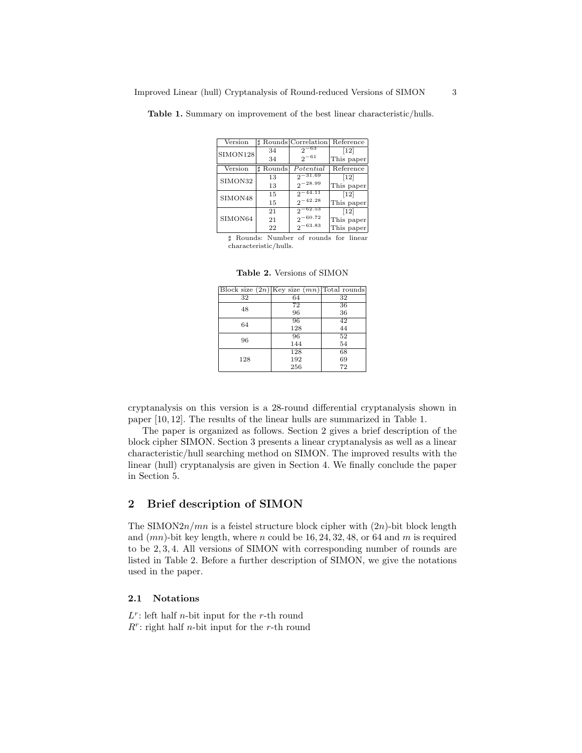**Table 1.** Summary on improvement of the best linear characteristic/hulls.

| Version | ♯ Rounds | Correlation | Reference |
|---|---|---|---|
| SIMON128 | 34 | $2^{-63}$ | [12] |
| | 34 | $2^{-61}$ | This paper |
| Version | ♯ Rounds | *Potential* | Reference |
| SIMON32 | 13 | $2^{-31.69}$ | [12] |
| | 13 | $2^{-28.99}$ | This paper |
| SIMON48 | 15 | $2^{-44.11}$ | [12] |
| | 15 | $2^{-42.28}$ | This paper |
| SIMON64 | 21 | $2^{-62.53}$ | [12] |
| | 21 | $2^{-60.72}$ | This paper |
| | 22 | $2^{-63.83}$ | This paper |

♯ Rounds: Number of rounds for linear characteristic/hulls.

**Table 2.** Versions of SIMON

| Block size ($2n$) | Key size ($mn$) | Total rounds |
|---|---|---|
| 32 | 64 | 32 |
| 48 | 72 | 36 |
| | 96 | 36 |
| 64 | 96 | 42 |
| | 128 | 44 |
| 96 | 96 | 52 |
| | 144 | 54 |
| 128 | 128 | 68 |
| | 192 | 69 |
| | 256 | 72 |

cryptanalysis on this version is a 28-round differential cryptanalysis shown in paper [10, 12]. The results of the linear hulls are summarized in Table 1.

The paper is organized as follows. Section 2 gives a brief description of the block cipher SIMON. Section 3 presents a linear cryptanalysis as well as a linear characteristic/hull searching method on SIMON. The improved results with the linear (hull) cryptanalysis are given in Section 4. We finally conclude the paper in Section 5.

## 2 Brief description of SIMON

The SIMON$2n/mn$ is a feistel structure block cipher with $(2n)$-bit block length and $(mn)$-bit key length, where $n$ could be $16, 24, 32, 48$, or $64$ and $m$ is required to be $2, 3, 4$. All versions of SIMON with corresponding number of rounds are listed in Table 2. Before a further description of SIMON, we give the notations used in the paper.

### 2.1 Notations

$L^r$: left half $n$-bit input for the $r$-th round
$R^r$: right half $n$-bit input for the $r$-th round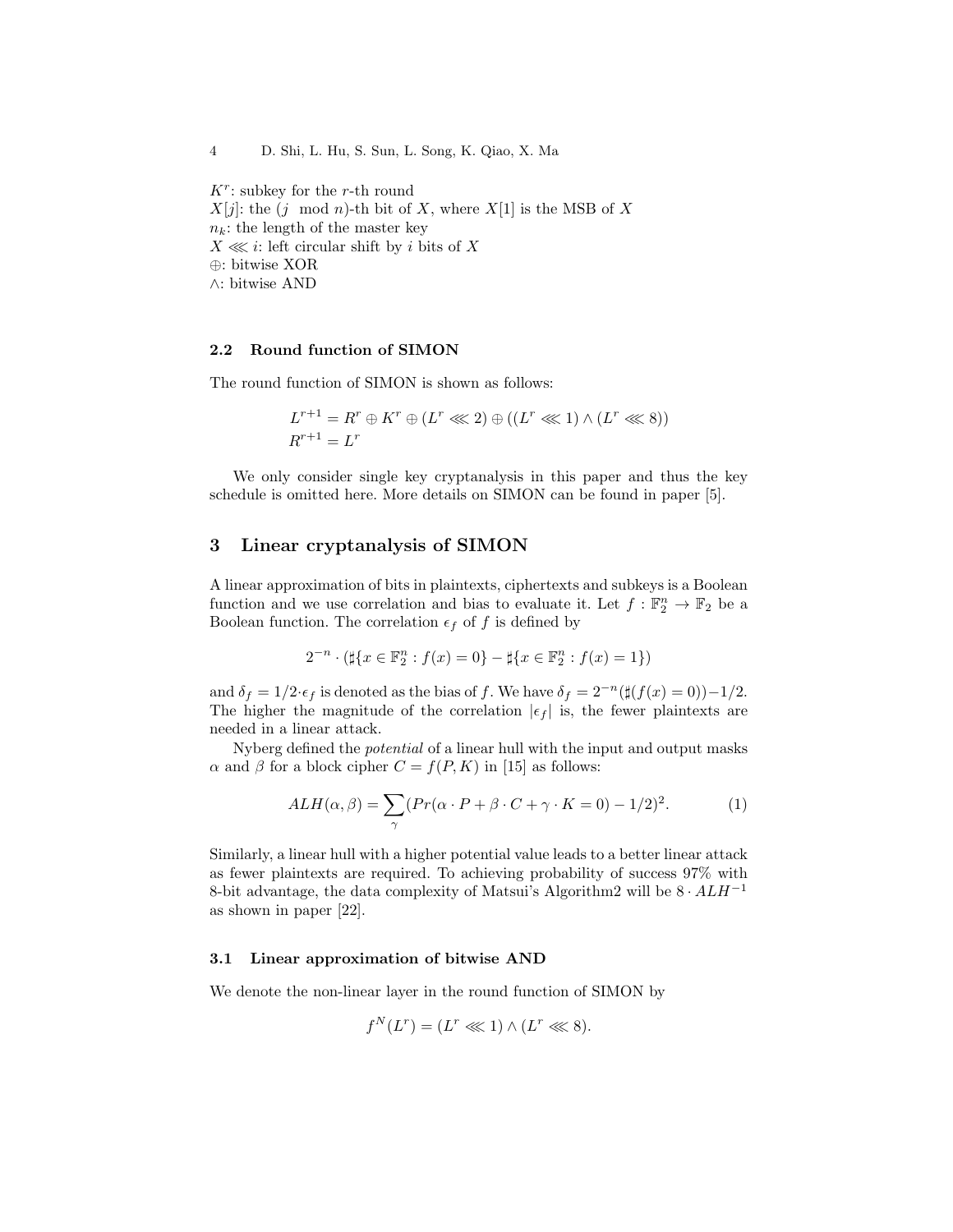$K^r$: subkey for the $r$-th round
$X[j]$: the ($j$ mod $n$)-th bit of $X$, where $X[1]$ is the MSB of $X$
$n_k$: the length of the master key
$X \lll i$: left circular shift by $i$ bits of $X$
$\oplus$: bitwise XOR
$\wedge$: bitwise AND

### 2.2 Round function of SIMON

The round function of SIMON is shown as follows:

$$
\begin{aligned}
L^{r+1} &= R^r \oplus K^r \oplus (L^r \lll 2) \oplus ((L^r \lll 1) \wedge (L^r \lll 8)) \\
R^{r+1} &= L^r
\end{aligned}
$$

We only consider single key cryptanalysis in this paper and thus the key schedule is omitted here. More details on SIMON can be found in paper [5].

## 3 Linear cryptanalysis of SIMON

A linear approximation of bits in plaintexts, ciphertexts and subkeys is a Boolean function and we use correlation and bias to evaluate it. Let $f : \mathbb{F}_2^n \to \mathbb{F}_2$ be a Boolean function. The correlation $\epsilon_f$ of $f$ is defined by

$$
2^{-n} \cdot (\sharp\{x \in \mathbb{F}_2^n : f(x) = 0\} - \sharp\{x \in \mathbb{F}_2^n : f(x) = 1\})
$$

and $\delta_f = 1/2 \cdot \epsilon_f$ is denoted as the bias of $f$. We have $\delta_f = 2^{-n}(\sharp(f(x) = 0)) - 1/2$. The higher the magnitude of the correlation $|\epsilon_f|$ is, the fewer plaintexts are needed in a linear attack.

Nyberg defined the *potential* of a linear hull with the input and output masks $\alpha$ and $\beta$ for a block cipher $C = f(P, K)$ in [15] as follows:

$$
ALH(\alpha, \beta) = \sum_{\gamma} (Pr(\alpha \cdot P + \beta \cdot C + \gamma \cdot K = 0) - 1/2)^2. \quad (1)
$$

Similarly, a linear hull with a higher potential value leads to a better linear attack as fewer plaintexts are required. To achieving probability of success 97% with 8-bit advantage, the data complexity of Matsui's Algorithm2 will be $8 \cdot ALH^{-1}$ as shown in paper [22].

### 3.1 Linear approximation of bitwise AND

We denote the non-linear layer in the round function of SIMON by

$$
f^N(L^r) = (L^r \lll 1) \wedge (L^r \lll 8).
$$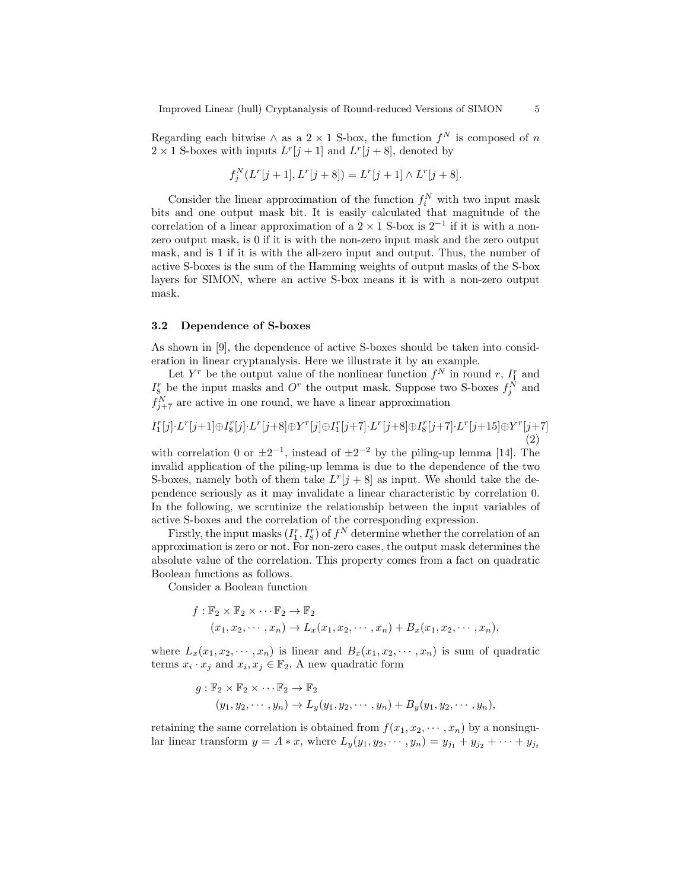Regarding each bitwise $\wedge$ as a $2 \times 1$ S-box, the function $f^N$ is composed of $n$ $2 \times 1$ S-boxes with inputs $L^r[j+1]$ and $L^r[j+8]$, denoted by

$$f_j^N(L^r[j+1], L^r[j+8]) = L^r[j+1] \wedge L^r[j+8].$$

Consider the linear approximation of the function $f_i^N$ with two input mask bits and one output mask bit. It is easily calculated that magnitude of the correlation of a linear approximation of a $2 \times 1$ S-box is $2^{-1}$ if it is with a non-zero output mask, is 0 if it is with the non-zero input mask and the zero output mask, and is 1 if it is with the all-zero input and output. Thus, the number of active S-boxes is the sum of the Hamming weights of output masks of the S-box layers for SIMON, where an active S-box means it is with a non-zero output mask.

### 3.2 Dependence of S-boxes

As shown in [9], the dependence of active S-boxes should be taken into consideration in linear cryptanalysis. Here we illustrate it by an example.

Let $Y^r$ be the output value of the nonlinear function $f^N$ in round $r$, $I_1^r$ and $I_8^r$ be the input masks and $O^r$ the output mask. Suppose two S-boxes $f_j^N$ and $f_{j+7}^N$ are active in one round, we have a linear approximation

$$I_1^r[j]\cdot L^r[j+1] \oplus I_8^r[j]\cdot L^r[j+8] \oplus Y^r[j] \oplus I_1^r[j+7]\cdot L^r[j+8] \oplus I_8^r[j+7]\cdot L^r[j+15] \oplus Y^r[j+7] \quad (2)$$

with correlation 0 or $\pm 2^{-1}$, instead of $\pm 2^{-2}$ by the piling-up lemma [14]. The invalid application of the piling-up lemma is due to the dependence of the two S-boxes, namely both of them take $L^r[j+8]$ as input. We should take the dependence seriously as it may invalidate a linear characteristic by correlation 0. In the following, we scrutinize the relationship between the input variables of active S-boxes and the correlation of the corresponding expression.

Firstly, the input masks $(I_1^r, I_8^r)$ of $f^N$ determine whether the correlation of an approximation is zero or not. For non-zero cases, the output mask determines the absolute value of the correlation. This property comes from a fact on quadratic Boolean functions as follows.

Consider a Boolean function

$$\begin{aligned} f : \mathbb{F}_2 \times \mathbb{F}_2 \times \cdots \mathbb{F}_2 &\to \mathbb{F}_2 \\ (x_1, x_2, \cdots, x_n) &\to L_x(x_1, x_2, \cdots, x_n) + B_x(x_1, x_2, \cdots, x_n), \end{aligned}$$

where $L_x(x_1, x_2, \cdots, x_n)$ is linear and $B_x(x_1, x_2, \cdots, x_n)$ is sum of quadratic terms $x_i \cdot x_j$ and $x_i, x_j \in \mathbb{F}_2$. A new quadratic form

$$\begin{aligned} g : \mathbb{F}_2 \times \mathbb{F}_2 \times \cdots \mathbb{F}_2 &\to \mathbb{F}_2 \\ (y_1, y_2, \cdots, y_n) &\to L_y(y_1, y_2, \cdots, y_n) + B_y(y_1, y_2, \cdots, y_n), \end{aligned}$$

retaining the same correlation is obtained from $f(x_1, x_2, \cdots, x_n)$ by a nonsingular linear transform $y = A * x$, where $L_y(y_1, y_2, \cdots, y_n) = y_{j_1} + y_{j_2} + \cdots + y_{j_t}$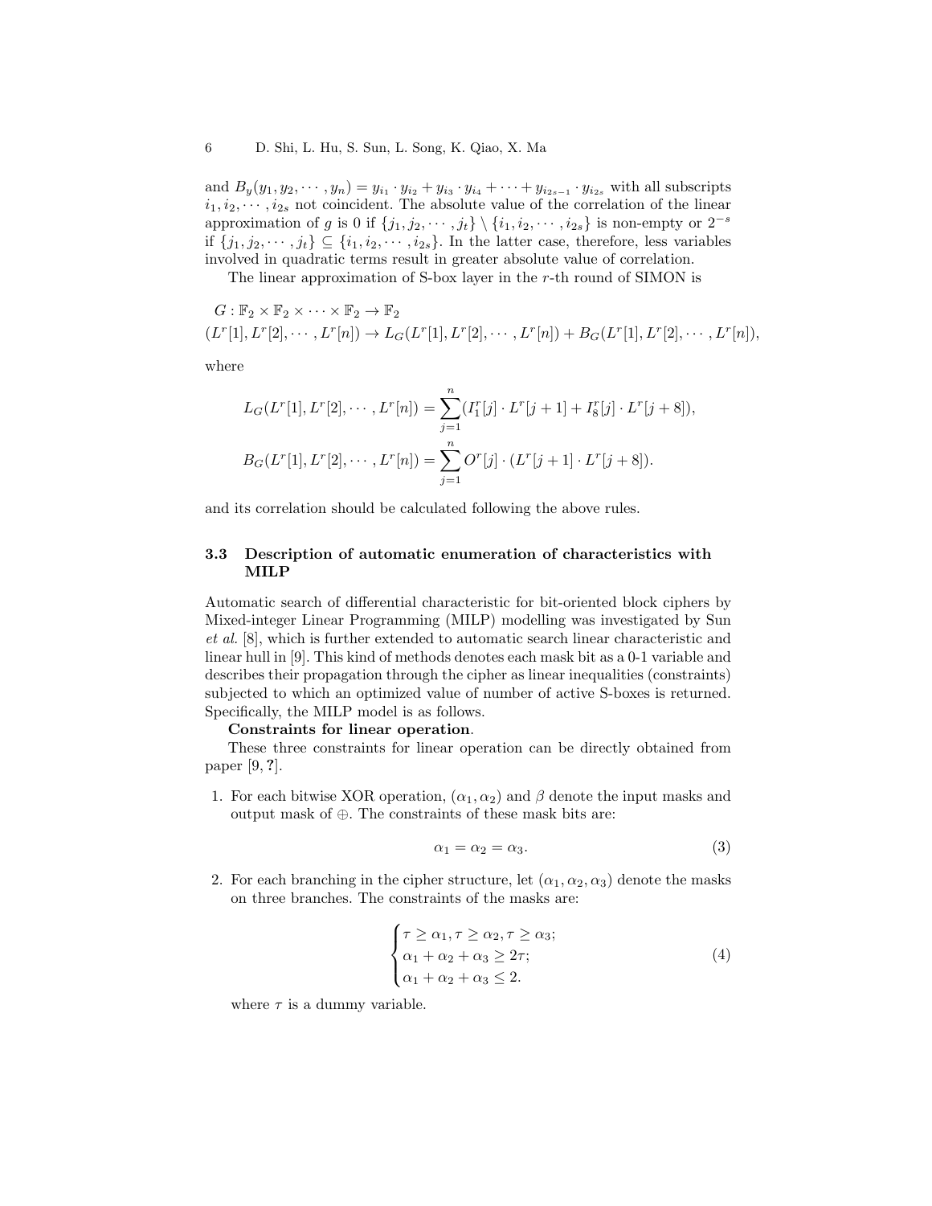and $B_y(y_1, y_2, \cdots, y_n) = y_{i_1} \cdot y_{i_2} + y_{i_3} \cdot y_{i_4} + \cdots + y_{i_{2s-1}} \cdot y_{i_{2s}}$ with all subscripts $i_1, i_2, \cdots, i_{2s}$ not coincident. The absolute value of the correlation of the linear approximation of $g$ is 0 if $\{j_1, j_2, \cdots, j_t\} \setminus \{i_1, i_2, \cdots, i_{2s}\}$ is non-empty or $2^{-s}$ if $\{j_1, j_2, \cdots, j_t\} \subseteq \{i_1, i_2, \cdots, i_{2s}\}$. In the latter case, therefore, less variables involved in quadratic terms result in greater absolute value of correlation.

The linear approximation of S-box layer in the $r$-th round of SIMON is

$$
\begin{aligned}
&G : \mathbb{F}_2 \times \mathbb{F}_2 \times \cdots \times \mathbb{F}_2 \to \mathbb{F}_2 \\
&(L^r[1], L^r[2], \cdots, L^r[n]) \to L_G(L^r[1], L^r[2], \cdots, L^r[n]) + B_G(L^r[1], L^r[2], \cdots, L^r[n]),
\end{aligned}
$$

where

$$
\begin{aligned}
L_G(L^r[1], L^r[2], \cdots, L^r[n]) &= \sum_{j=1}^{n} (I_1^r[j] \cdot L^r[j+1] + I_8^r[j] \cdot L^r[j+8]), \\
B_G(L^r[1], L^r[2], \cdots, L^r[n]) &= \sum_{j=1}^{n} O^r[j] \cdot (L^r[j+1] \cdot L^r[j+8]).
\end{aligned}
$$

and its correlation should be calculated following the above rules.

### 3.3 Description of automatic enumeration of characteristics with MILP

Automatic search of differential characteristic for bit-oriented block ciphers by Mixed-integer Linear Programming (MILP) modelling was investigated by Sun *et al.* [8], which is further extended to automatic search linear characteristic and linear hull in [9]. This kind of methods denotes each mask bit as a 0-1 variable and describes their propagation through the cipher as linear inequalities (constraints) subjected to which an optimized value of number of active S-boxes is returned. Specifically, the MILP model is as follows.

**Constraints for linear operation**.

These three constraints for linear operation can be directly obtained from paper [9, **?**].

1. For each bitwise XOR operation, $(\alpha_1, \alpha_2)$ and $\beta$ denote the input masks and output mask of $\oplus$. The constraints of these mask bits are:

$$\alpha_1 = \alpha_2 = \alpha_3. \tag{3}$$

2. For each branching in the cipher structure, let $(\alpha_1, \alpha_2, \alpha_3)$ denote the masks on three branches. The constraints of the masks are:

$$
\begin{cases}
\tau \geq \alpha_1, \tau \geq \alpha_2, \tau \geq \alpha_3; \\
\alpha_1 + \alpha_2 + \alpha_3 \geq 2\tau; \\
\alpha_1 + \alpha_2 + \alpha_3 \leq 2.
\end{cases} \tag{4}
$$

where $\tau$ is a dummy variable.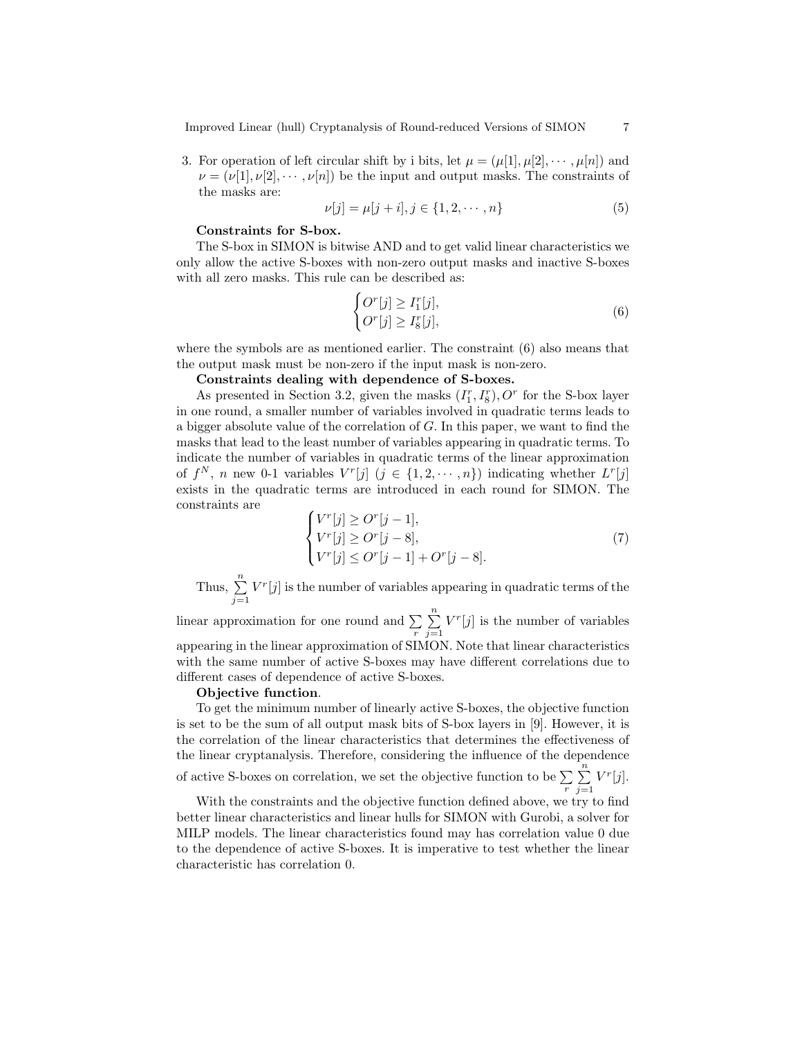3. For operation of left circular shift by i bits, let $\mu = (\mu[1], \mu[2], \cdots, \mu[n])$ and $\nu = (\nu[1], \nu[2], \cdots, \nu[n])$ be the input and output masks. The constraints of the masks are:

$$\nu[j] = \mu[j+i], j \in \{1, 2, \cdots, n\} \tag{5}$$

**Constraints for S-box.**

The S-box in SIMON is bitwise AND and to get valid linear characteristics we only allow the active S-boxes with non-zero output masks and inactive S-boxes with all zero masks. This rule can be described as:

$$\begin{cases} O^r[j] \geq I_1^r[j], \\ O^r[j] \geq I_8^r[j], \end{cases} \tag{6}$$

where the symbols are as mentioned earlier. The constraint (6) also means that the output mask must be non-zero if the input mask is non-zero.

**Constraints dealing with dependence of S-boxes.**

As presented in Section 3.2, given the masks $(I_1^r, I_8^r), O^r$ for the S-box layer in one round, a smaller number of variables involved in quadratic terms leads to a bigger absolute value of the correlation of $G$. In this paper, we want to find the masks that lead to the least number of variables appearing in quadratic terms. To indicate the number of variables in quadratic terms of the linear approximation of $f^N$, $n$ new 0-1 variables $V^r[j]$ ($j \in \{1, 2, \cdots, n\}$) indicating whether $L^r[j]$ exists in the quadratic terms are introduced in each round for SIMON. The constraints are

$$\begin{cases} V^r[j] \geq O^r[j-1], \\ V^r[j] \geq O^r[j-8], \\ V^r[j] \leq O^r[j-1] + O^r[j-8]. \end{cases} \tag{7}$$

Thus, $\sum\limits_{j=1}^{n} V^r[j]$ is the number of variables appearing in quadratic terms of the linear approximation for one round and $\sum\limits_{r} \sum\limits_{j=1}^{n} V^r[j]$ is the number of variables appearing in the linear approximation of SIMON. Note that linear characteristics with the same number of active S-boxes may have different correlations due to different cases of dependence of active S-boxes.

**Objective function**.

To get the minimum number of linearly active S-boxes, the objective function is set to be the sum of all output mask bits of S-box layers in [9]. However, it is the correlation of the linear characteristics that determines the effectiveness of the linear cryptanalysis. Therefore, considering the influence of the dependence of active S-boxes on correlation, we set the objective function to be $\sum\limits_{r} \sum\limits_{j=1}^{n} V^r[j]$.

With the constraints and the objective function defined above, we try to find better linear characteristics and linear hulls for SIMON with Gurobi, a solver for MILP models. The linear characteristics found may has correlation value 0 due to the dependence of active S-boxes. It is imperative to test whether the linear characteristic has correlation 0.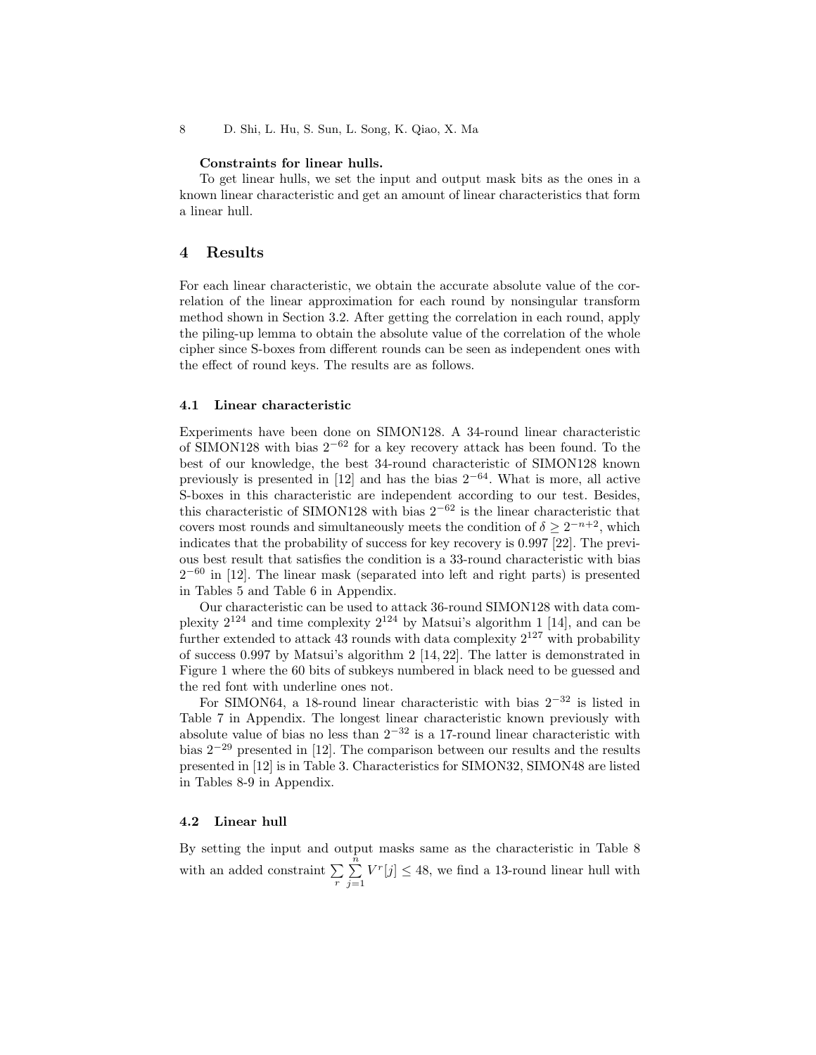**Constraints for linear hulls.**

To get linear hulls, we set the input and output mask bits as the ones in a known linear characteristic and get an amount of linear characteristics that form a linear hull.

## 4 Results

For each linear characteristic, we obtain the accurate absolute value of the correlation of the linear approximation for each round by nonsingular transform method shown in Section 3.2. After getting the correlation in each round, apply the piling-up lemma to obtain the absolute value of the correlation of the whole cipher since S-boxes from different rounds can be seen as independent ones with the effect of round keys. The results are as follows.

### 4.1 Linear characteristic

Experiments have been done on SIMON128. A 34-round linear characteristic of SIMON128 with bias $2^{-62}$ for a key recovery attack has been found. To the best of our knowledge, the best 34-round characteristic of SIMON128 known previously is presented in [12] and has the bias $2^{-64}$. What is more, all active S-boxes in this characteristic are independent according to our test. Besides, this characteristic of SIMON128 with bias $2^{-62}$ is the linear characteristic that covers most rounds and simultaneously meets the condition of $\delta \geq 2^{-n+2}$, which indicates that the probability of success for key recovery is 0.997 [22]. The previous best result that satisfies the condition is a 33-round characteristic with bias $2^{-60}$ in [12]. The linear mask (separated into left and right parts) is presented in Tables 5 and Table 6 in Appendix.

Our characteristic can be used to attack 36-round SIMON128 with data complexity $2^{124}$ and time complexity $2^{124}$ by Matsui's algorithm 1 [14], and can be further extended to attack 43 rounds with data complexity $2^{127}$ with probability of success 0.997 by Matsui's algorithm 2 [14, 22]. The latter is demonstrated in Figure 1 where the 60 bits of subkeys numbered in black need to be guessed and the red font with underline ones not.

For SIMON64, a 18-round linear characteristic with bias $2^{-32}$ is listed in Table 7 in Appendix. The longest linear characteristic known previously with absolute value of bias no less than $2^{-32}$ is a 17-round linear characteristic with bias $2^{-29}$ presented in [12]. The comparison between our results and the results presented in [12] is in Table 3. Characteristics for SIMON32, SIMON48 are listed in Tables 8-9 in Appendix.

### 4.2 Linear hull

By setting the input and output masks same as the characteristic in Table 8 with an added constraint $\sum_{r} \sum_{j=1}^{n} V^r[j] \leq 48$, we find a 13-round linear hull with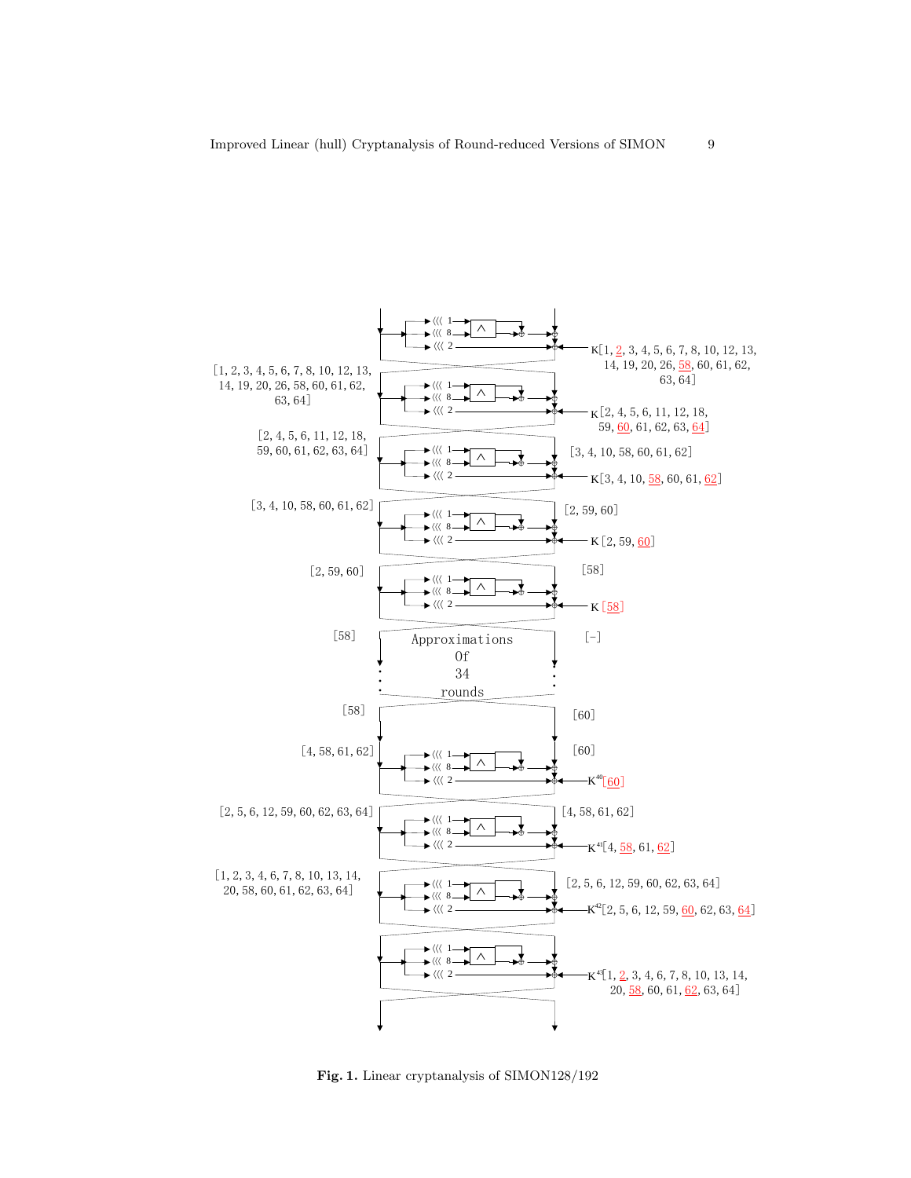K[1, 2, 3, 4, 5, 6, 7, 8, 10, 12, 13, 14, 19, 20, 26, 58, 60, 61, 62, 63, 64]

[1, 2, 3, 4, 5, 6, 7, 8, 10, 12, 13, 14, 19, 20, 26, 58, 60, 61, 62, 63, 64]

K[2, 4, 5, 6, 11, 12, 18, 59, 60, 61, 62, 63, 64]

[2, 4, 5, 6, 11, 12, 18, 59, 60, 61, 62, 63, 64]

[3, 4, 10, 58, 60, 61, 62]

K[3, 4, 10, 58, 60, 61, 62]

[3, 4, 10, 58, 60, 61, 62]

[2, 59, 60]

K[2, 59, 60]

[2, 59, 60]

[58]

K[58]

[58] Approximations Of 34 rounds [-]

[58] [60]

[4, 58, 61, 62] [60]

$K^{40}$[60]

[2, 5, 6, 12, 59, 60, 62, 63, 64] [4, 58, 61, 62]

$K^{41}$[4, 58, 61, 62]

[1, 2, 3, 4, 6, 7, 8, 10, 13, 14, 20, 58, 60, 61, 62, 63, 64] [2, 5, 6, 12, 59, 60, 62, 63, 64]

$K^{42}$[2, 5, 6, 12, 59, 60, 62, 63, 64]

$K^{43}$[1, 2, 3, 4, 6, 7, 8, 10, 13, 14, 20, 58, 60, 61, 62, 63, 64]

**Fig. 1.** Linear cryptanalysis of SIMON128/192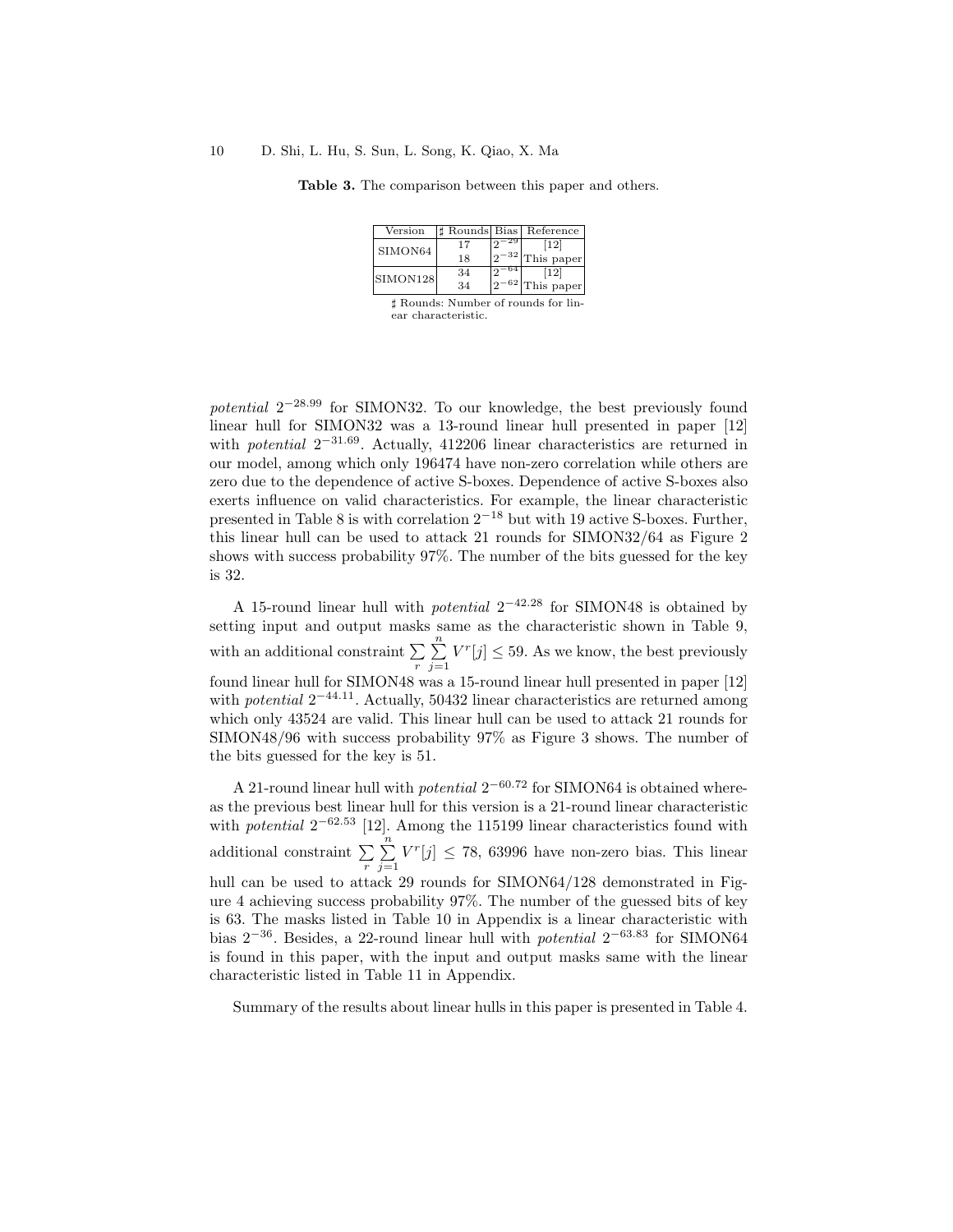**Table 3.** The comparison between this paper and others.

| Version | ♯ Rounds | Bias | Reference |
|---|---|---|---|
| SIMON64 | 17 | $2^{-29}$ | [12] |
| | 18 | $2^{-32}$ | This paper |
| SIMON128 | 34 | $2^{-64}$ | [12] |
| | 34 | $2^{-62}$ | This paper |

♯ Rounds: Number of rounds for linear characteristic.

*potential* $2^{-28.99}$ for SIMON32. To our knowledge, the best previously found linear hull for SIMON32 was a 13-round linear hull presented in paper [12] with *potential* $2^{-31.69}$. Actually, 412206 linear characteristics are returned in our model, among which only 196474 have non-zero correlation while others are zero due to the dependence of active S-boxes. Dependence of active S-boxes also exerts influence on valid characteristics. For example, the linear characteristic presented in Table 8 is with correlation $2^{-18}$ but with 19 active S-boxes. Further, this linear hull can be used to attack 21 rounds for SIMON32/64 as Figure 2 shows with success probability 97%. The number of the bits guessed for the key is 32.

A 15-round linear hull with *potential* $2^{-42.28}$ for SIMON48 is obtained by setting input and output masks same as the characteristic shown in Table 9, with an additional constraint $\sum_{r}\sum_{j=1}^{n} V^r[j] \leq 59$. As we know, the best previously found linear hull for SIMON48 was a 15-round linear hull presented in paper [12] with *potential* $2^{-44.11}$. Actually, 50432 linear characteristics are returned among which only 43524 are valid. This linear hull can be used to attack 21 rounds for SIMON48/96 with success probability 97% as Figure 3 shows. The number of the bits guessed for the key is 51.

A 21-round linear hull with *potential* $2^{-60.72}$ for SIMON64 is obtained whereas the previous best linear hull for this version is a 21-round linear characteristic with *potential* $2^{-62.53}$ [12]. Among the 115199 linear characteristics found with additional constraint $\sum_{r}\sum_{j=1}^{n} V^r[j] \leq 78$, 63996 have non-zero bias. This linear hull can be used to attack 29 rounds for SIMON64/128 demonstrated in Figure 4 achieving success probability 97%. The number of the guessed bits of key is 63. The masks listed in Table 10 in Appendix is a linear characteristic with bias $2^{-36}$. Besides, a 22-round linear hull with *potential* $2^{-63.83}$ for SIMON64 is found in this paper, with the input and output masks same with the linear characteristic listed in Table 11 in Appendix.

Summary of the results about linear hulls in this paper is presented in Table 4.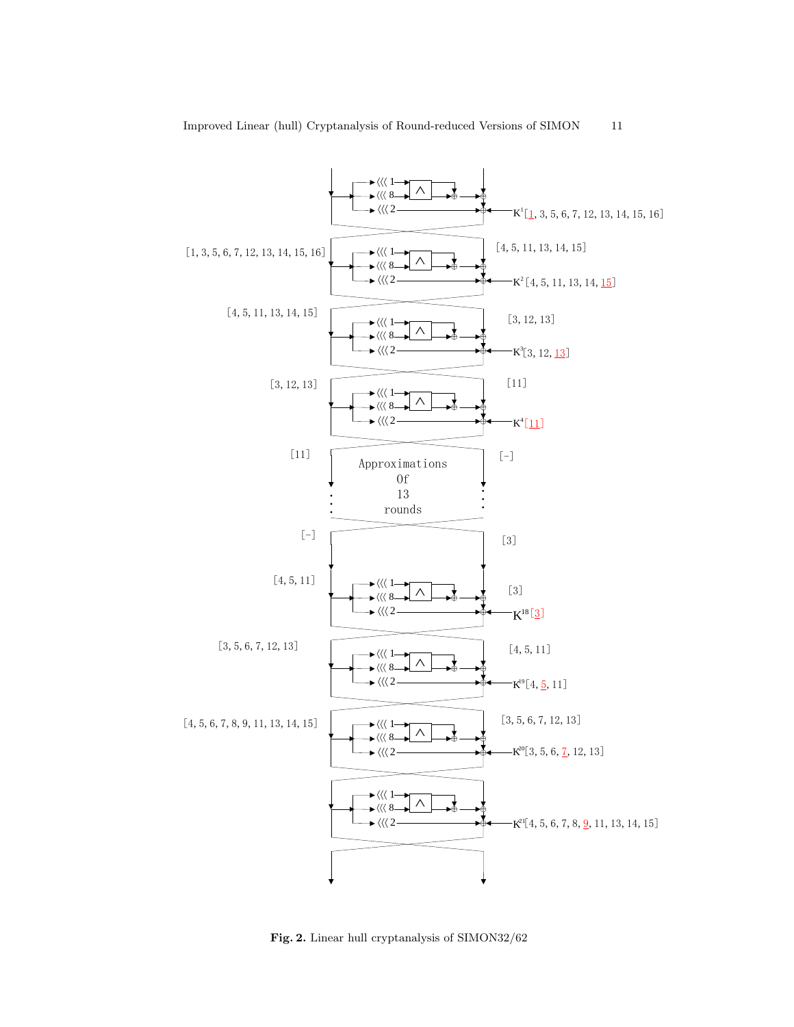Fig. 2. Linear hull cryptanalysis of SIMON32/62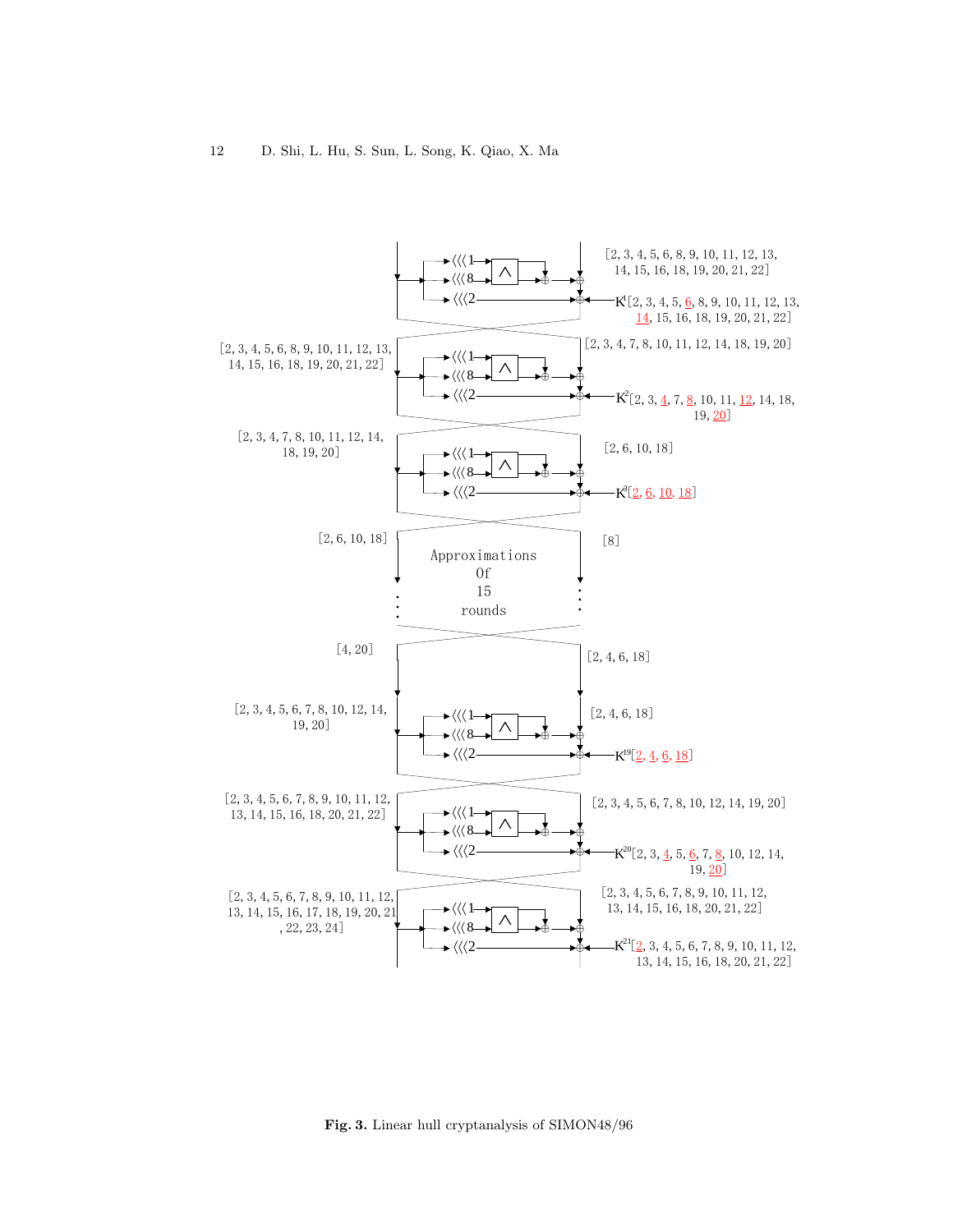Fig. 3. Linear hull cryptanalysis of SIMON48/96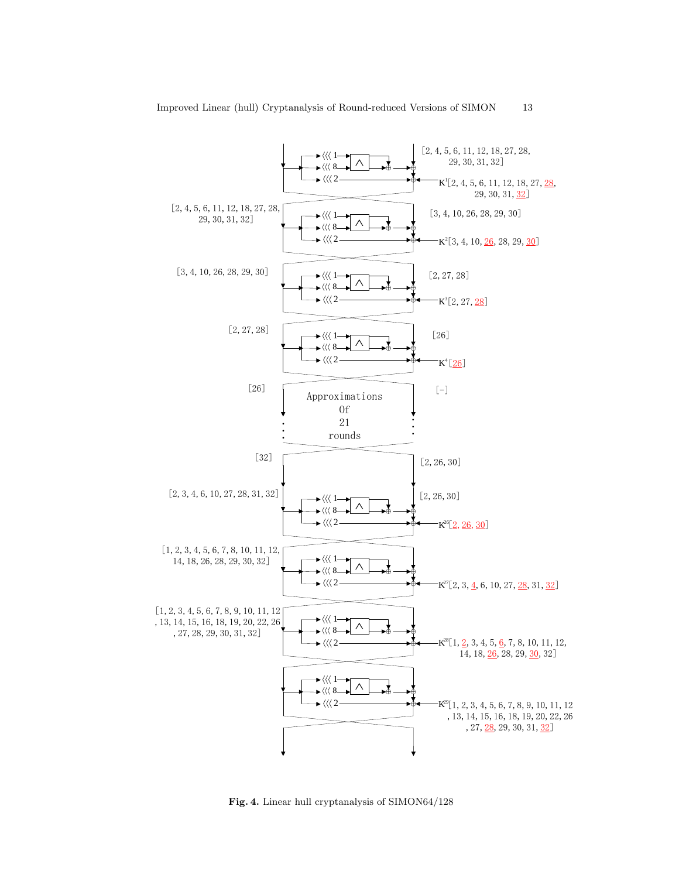[2, 4, 5, 6, 11, 12, 18, 27, 28, 29, 30, 31, 32]

$K^1$[2, 4, 5, 6, 11, 12, 18, 27, 28, 29, 30, 31, 32]

[2, 4, 5, 6, 11, 12, 18, 27, 28, 29, 30, 31, 32]

[3, 4, 10, 26, 28, 29, 30]

$K^2$[3, 4, 10, 26, 28, 29, 30]

[3, 4, 10, 26, 28, 29, 30]

[2, 27, 28]

$K^3$[2, 27, 28]

[2, 27, 28]

[26]

$K^4$[26]

[26]

[-]

Approximations Of 21 rounds

[32]

[2, 26, 30]

[2, 3, 4, 6, 10, 27, 28, 31, 32]

[2, 26, 30]

$K^{26}$[2, 26, 30]

[1, 2, 3, 4, 5, 6, 7, 8, 10, 11, 12, 14, 18, 26, 28, 29, 30, 32]

$K^{27}$[2, 3, 4, 6, 10, 27, 28, 31, 32]

[1, 2, 3, 4, 5, 6, 7, 8, 9, 10, 11, 12, 13, 14, 15, 16, 18, 19, 20, 22, 26, 27, 28, 29, 30, 31, 32]

$K^{28}$[1, 2, 3, 4, 5, 6, 7, 8, 10, 11, 12, 14, 18, 26, 28, 29, 30, 32]

$K^{29}$[1, 2, 3, 4, 5, 6, 7, 8, 9, 10, 11, 12, 13, 14, 15, 16, 18, 19, 20, 22, 26, 27, 28, 29, 30, 31, 32]

**Fig. 4.** Linear hull cryptanalysis of SIMON64/128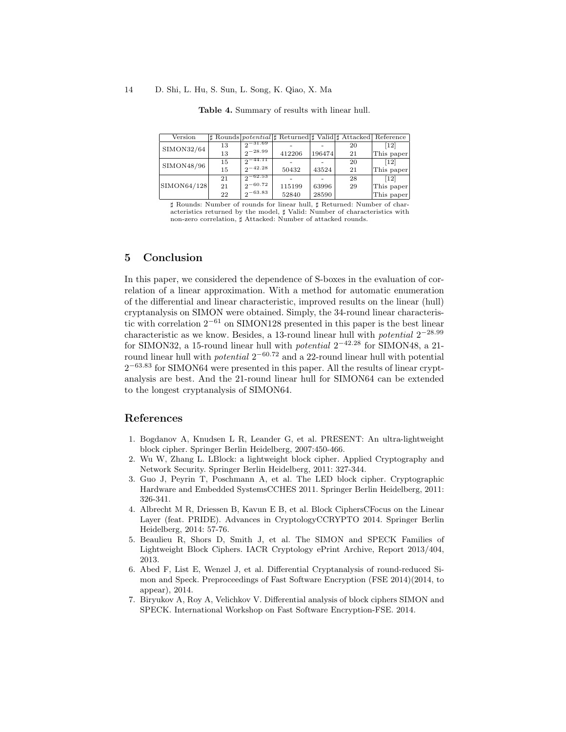**Table 4.** Summary of results with linear hull.

| Version | ♯ Rounds | *potential* | ♯ Returned | ♯ Valid | ♯ Attacked | Reference |
|---|---|---|---|---|---|---|
| SIMON32/64 | 13 | $2^{-31.69}$ | - | - | 20 | [12] |
| | 13 | $2^{-28.99}$ | 412206 | 196474 | 21 | This paper |
| SIMON48/96 | 15 | $2^{-44.11}$ | - | - | 20 | [12] |
| | 15 | $2^{-42.28}$ | 50432 | 43524 | 21 | This paper |
| SIMON64/128 | 21 | $2^{-62.53}$ | - | - | 28 | [12] |
| | 21 | $2^{-60.72}$ | 115199 | 63996 | 29 | This paper |
| | 22 | $2^{-63.83}$ | 52840 | 28590 | | This paper |

♯ Rounds: Number of rounds for linear hull, ♯ Returned: Number of characteristics returned by the model, ♯ Valid: Number of characteristics with non-zero correlation, ♯ Attacked: Number of attacked rounds.

## 5 Conclusion

In this paper, we considered the dependence of S-boxes in the evaluation of correlation of a linear approximation. With a method for automatic enumeration of the differential and linear characteristic, improved results on the linear (hull) cryptanalysis on SIMON were obtained. Simply, the 34-round linear characteristic with correlation $2^{-61}$ on SIMON128 presented in this paper is the best linear characteristic as we know. Besides, a 13-round linear hull with *potential* $2^{-28.99}$ for SIMON32, a 15-round linear hull with *potential* $2^{-42.28}$ for SIMON48, a 21-round linear hull with *potential* $2^{-60.72}$ and a 22-round linear hull with potential $2^{-63.83}$ for SIMON64 were presented in this paper. All the results of linear cryptanalysis are best. And the 21-round linear hull for SIMON64 can be extended to the longest cryptanalysis of SIMON64.

## References

1. Bogdanov A, Knudsen L R, Leander G, et al. PRESENT: An ultra-lightweight block cipher. Springer Berlin Heidelberg, 2007:450-466.
2. Wu W, Zhang L. LBlock: a lightweight block cipher. Applied Cryptography and Network Security. Springer Berlin Heidelberg, 2011: 327-344.
3. Guo J, Peyrin T, Poschmann A, et al. The LED block cipher. Cryptographic Hardware and Embedded SystemsCCHES 2011. Springer Berlin Heidelberg, 2011: 326-341.
4. Albrecht M R, Driessen B, Kavun E B, et al. Block CiphersCFocus on the Linear Layer (feat. PRIDE). Advances in CryptologyCCRYPTO 2014. Springer Berlin Heidelberg, 2014: 57-76.
5. Beaulieu R, Shors D, Smith J, et al. The SIMON and SPECK Families of Lightweight Block Ciphers. IACR Cryptology ePrint Archive, Report 2013/404, 2013.
6. Abed F, List E, Wenzel J, et al. Differential Cryptanalysis of round-reduced Simon and Speck. Preproceedings of Fast Software Encryption (FSE 2014)(2014, to appear), 2014.
7. Biryukov A, Roy A, Velichkov V. Differential analysis of block ciphers SIMON and SPECK. International Workshop on Fast Software Encryption-FSE. 2014.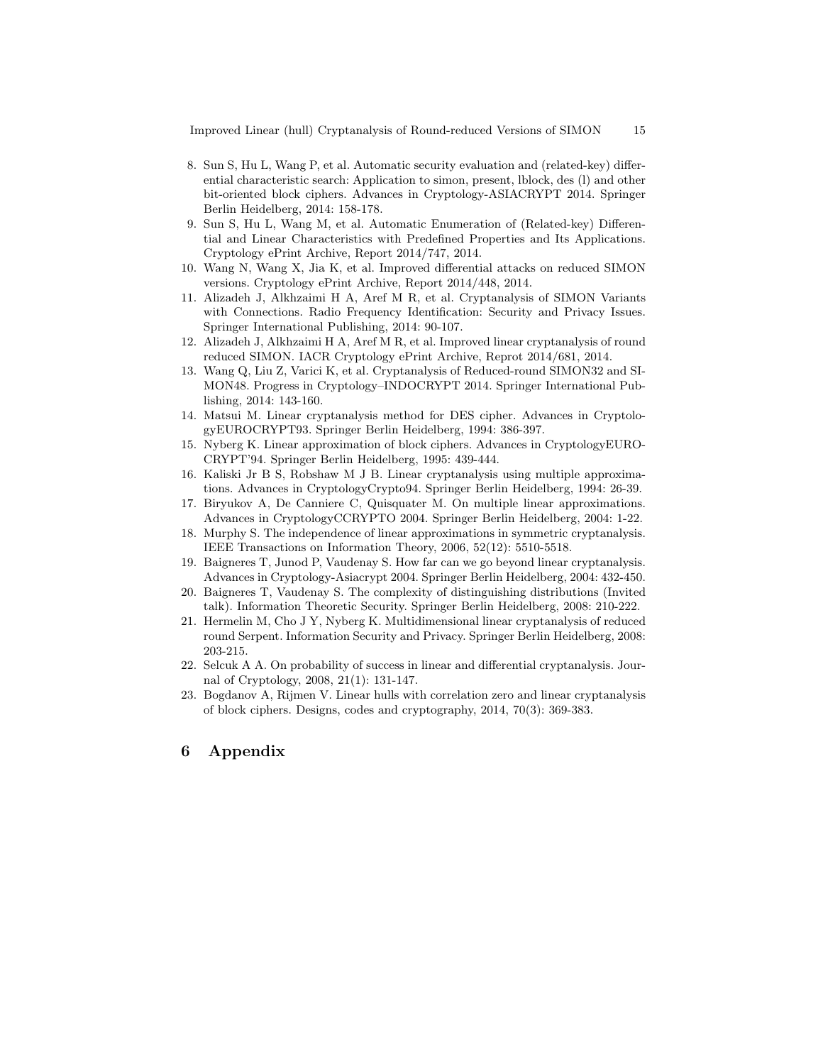8. Sun S, Hu L, Wang P, et al. Automatic security evaluation and (related-key) differential characteristic search: Application to simon, present, lblock, des (l) and other bit-oriented block ciphers. Advances in Cryptology-ASIACRYPT 2014. Springer Berlin Heidelberg, 2014: 158-178.
9. Sun S, Hu L, Wang M, et al. Automatic Enumeration of (Related-key) Differential and Linear Characteristics with Predefined Properties and Its Applications. Cryptology ePrint Archive, Report 2014/747, 2014.
10. Wang N, Wang X, Jia K, et al. Improved differential attacks on reduced SIMON versions. Cryptology ePrint Archive, Report 2014/448, 2014.
11. Alizadeh J, Alkhzaimi H A, Aref M R, et al. Cryptanalysis of SIMON Variants with Connections. Radio Frequency Identification: Security and Privacy Issues. Springer International Publishing, 2014: 90-107.
12. Alizadeh J, Alkhzaimi H A, Aref M R, et al. Improved linear cryptanalysis of round reduced SIMON. IACR Cryptology ePrint Archive, Reprot 2014/681, 2014.
13. Wang Q, Liu Z, Varici K, et al. Cryptanalysis of Reduced-round SIMON32 and SIMON48. Progress in Cryptology–INDOCRYPT 2014. Springer International Publishing, 2014: 143-160.
14. Matsui M. Linear cryptanalysis method for DES cipher. Advances in CryptologyEUROCRYPT93. Springer Berlin Heidelberg, 1994: 386-397.
15. Nyberg K. Linear approximation of block ciphers. Advances in CryptologyEUROCRYPT'94. Springer Berlin Heidelberg, 1995: 439-444.
16. Kaliski Jr B S, Robshaw M J B. Linear cryptanalysis using multiple approximations. Advances in CryptologyCrypto94. Springer Berlin Heidelberg, 1994: 26-39.
17. Biryukov A, De Canniere C, Quisquater M. On multiple linear approximations. Advances in CryptologyCCRYPTO 2004. Springer Berlin Heidelberg, 2004: 1-22.
18. Murphy S. The independence of linear approximations in symmetric cryptanalysis. IEEE Transactions on Information Theory, 2006, 52(12): 5510-5518.
19. Baigneres T, Junod P, Vaudenay S. How far can we go beyond linear cryptanalysis. Advances in Cryptology-Asiacrypt 2004. Springer Berlin Heidelberg, 2004: 432-450.
20. Baigneres T, Vaudenay S. The complexity of distinguishing distributions (Invited talk). Information Theoretic Security. Springer Berlin Heidelberg, 2008: 210-222.
21. Hermelin M, Cho J Y, Nyberg K. Multidimensional linear cryptanalysis of reduced round Serpent. Information Security and Privacy. Springer Berlin Heidelberg, 2008: 203-215.
22. Selcuk A A. On probability of success in linear and differential cryptanalysis. Journal of Cryptology, 2008, 21(1): 131-147.
23. Bogdanov A, Rijmen V. Linear hulls with correlation zero and linear cryptanalysis of block ciphers. Designs, codes and cryptography, 2014, 70(3): 369-383.

# 6 Appendix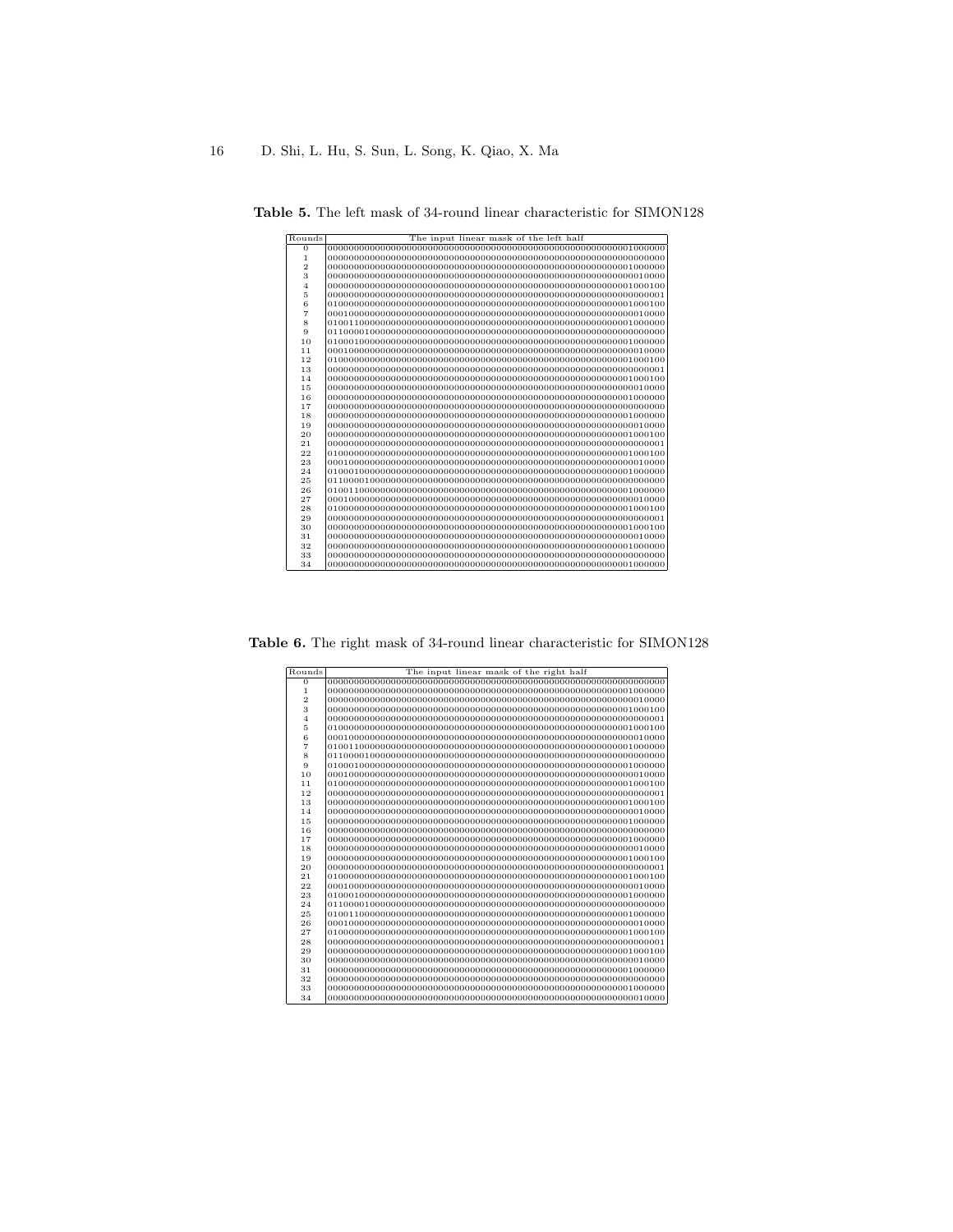**Table 5.** The left mask of 34-round linear characteristic for SIMON128

| Rounds | The input linear mask of the left half |
|---|---|
| 0 | 0000000000000000000000000000000000000000000000000000000001000000 |
| 1 | 0000000000000000000000000000000000000000000000000000000000000000 |
| 2 | 0000000000000000000000000000000000000000000000000000000001000000 |
| 3 | 0000000000000000000000000000000000000000000000000000000000010000 |
| 4 | 0000000000000000000000000000000000000000000000000000000001000100 |
| 5 | 0000000000000000000000000000000000000000000000000000000000000001 |
| 6 | 0100000000000000000000000000000000000000000000000000000001000100 |
| 7 | 0001000000000000000000000000000000000000000000000000000000010000 |
| 8 | 0100110000000000000000000000000000000000000000000000000001000000 |
| 9 | 0110000100000000000000000000000000000000000000000000000000000000 |
| 10 | 0100010000000000000000000000000000000000000000000000000001000000 |
| 11 | 0001000000000000000000000000000000000000000000000000000000010000 |
| 12 | 0100000000000000000000000000000000000000000000000000000001000100 |
| 13 | 0000000000000000000000000000000000000000000000000000000000000001 |
| 14 | 0000000000000000000000000000000000000000000000000000000001000100 |
| 15 | 0000000000000000000000000000000000000000000000000000000000010000 |
| 16 | 0000000000000000000000000000000000000000000000000000000001000000 |
| 17 | 0000000000000000000000000000000000000000000000000000000000000000 |
| 18 | 0000000000000000000000000000000000000000000000000000000001000000 |
| 19 | 0000000000000000000000000000000000000000000000000000000000010000 |
| 20 | 0000000000000000000000000000000000000000000000000000000001000100 |
| 21 | 0000000000000000000000000000000000000000000000000000000000000001 |
| 22 | 0100000000000000000000000000000000000000000000000000000001000100 |
| 23 | 0001000000000000000000000000000000000000000000000000000000010000 |
| 24 | 0100010000000000000000000000000000000000000000000000000001000000 |
| 25 | 0110000100000000000000000000000000000000000000000000000000000000 |
| 26 | 0100110000000000000000000000000000000000000000000000000001000000 |
| 27 | 0001000000000000000000000000000000000000000000000000000000010000 |
| 28 | 0100000000000000000000000000000000000000000000000000000001000100 |
| 29 | 0000000000000000000000000000000000000000000000000000000000000001 |
| 30 | 0000000000000000000000000000000000000000000000000000000001000100 |
| 31 | 0000000000000000000000000000000000000000000000000000000000010000 |
| 32 | 0000000000000000000000000000000000000000000000000000000001000000 |
| 33 | 0000000000000000000000000000000000000000000000000000000000000000 |
| 34 | 0000000000000000000000000000000000000000000000000000000001000000 |

**Table 6.** The right mask of 34-round linear characteristic for SIMON128

| Rounds | The input linear mask of the right half |
|---|---|
| 0 | 0000000000000000000000000000000000000000000000000000000000000000 |
| 1 | 0000000000000000000000000000000000000000000000000000000001000000 |
| 2 | 0000000000000000000000000000000000000000000000000000000000010000 |
| 3 | 0000000000000000000000000000000000000000000000000000000001000100 |
| 4 | 0000000000000000000000000000000000000000000000000000000000000001 |
| 5 | 0100000000000000000000000000000000000000000000000000000001000100 |
| 6 | 0001000000000000000000000000000000000000000000000000000000010000 |
| 7 | 0100110000000000000000000000000000000000000000000000000001000000 |
| 8 | 0110000100000000000000000000000000000000000000000000000000000000 |
| 9 | 0100010000000000000000000000000000000000000000000000000001000000 |
| 10 | 0001000000000000000000000000000000000000000000000000000000010000 |
| 11 | 0100000000000000000000000000000000000000000000000000000001000100 |
| 12 | 0000000000000000000000000000000000000000000000000000000000000001 |
| 13 | 0000000000000000000000000000000000000000000000000000000001000100 |
| 14 | 0000000000000000000000000000000000000000000000000000000000010000 |
| 15 | 0000000000000000000000000000000000000000000000000000000001000000 |
| 16 | 0000000000000000000000000000000000000000000000000000000000000000 |
| 17 | 0000000000000000000000000000000000000000000000000000000001000000 |
| 18 | 0000000000000000000000000000000000000000000000000000000000010000 |
| 19 | 0000000000000000000000000000000000000000000000000000000001000100 |
| 20 | 0000000000000000000000000000000000000000000000000000000000000001 |
| 21 | 0100000000000000000000000000000000000000000000000000000001000100 |
| 22 | 0001000000000000000000000000000000000000000000000000000000010000 |
| 23 | 0100010000000000000000000000000000000000000000000000000001000000 |
| 24 | 0110000100000000000000000000000000000000000000000000000000000000 |
| 25 | 0100110000000000000000000000000000000000000000000000000001000000 |
| 26 | 0001000000000000000000000000000000000000000000000000000000010000 |
| 27 | 0100000000000000000000000000000000000000000000000000000001000100 |
| 28 | 0000000000000000000000000000000000000000000000000000000000000001 |
| 29 | 0000000000000000000000000000000000000000000000000000000001000100 |
| 30 | 0000000000000000000000000000000000000000000000000000000000010000 |
| 31 | 0000000000000000000000000000000000000000000000000000000001000000 |
| 32 | 0000000000000000000000000000000000000000000000000000000000000000 |
| 33 | 0000000000000000000000000000000000000000000000000000000001000000 |
| 34 | 0000000000000000000000000000000000000000000000000000000000010000 |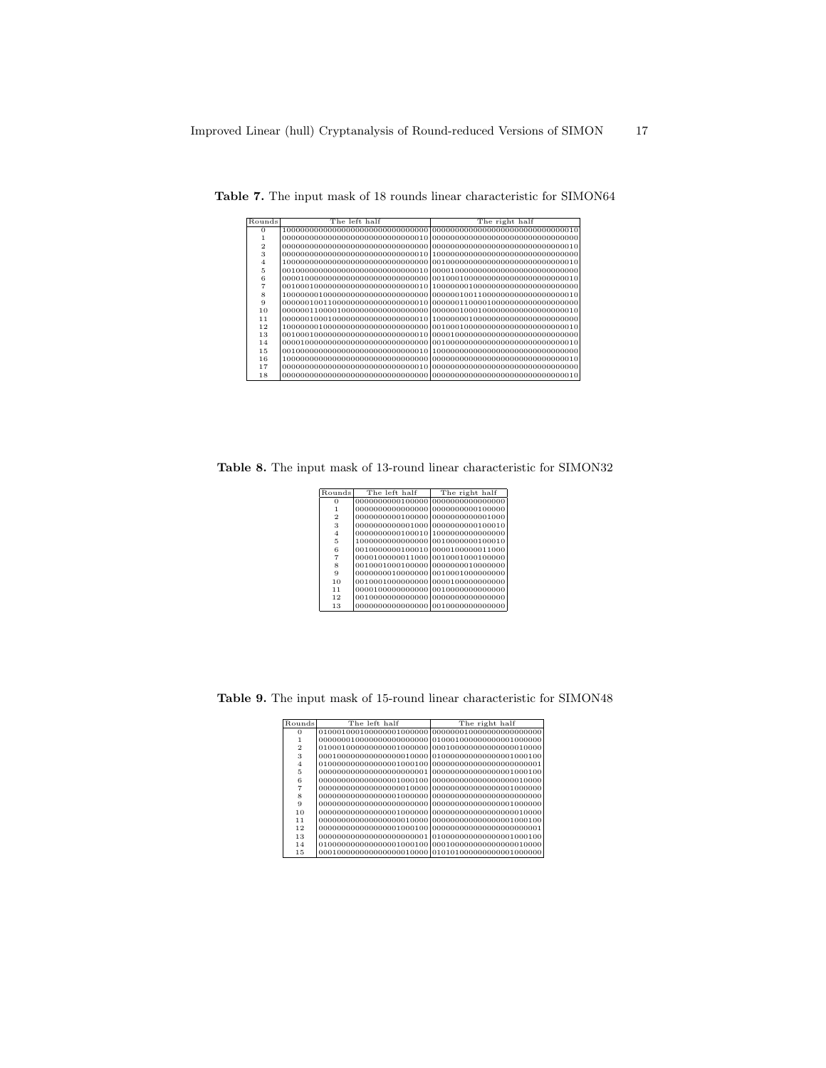**Table 7.** The input mask of 18 rounds linear characteristic for SIMON64

| Rounds | The left half | The right half |
|---|---|---|
| 0 | 10000000000000000000000000000000 | 00000000000000000000000000000010 |
| 1 | 00000000000000000000000000000010 | 00000000000000000000000000000000 |
| 2 | 00000000000000000000000000000000 | 00000000000000000000000000000010 |
| 3 | 00000000000000000000000000000010 | 10000000000000000000000000000000 |
| 4 | 10000000000000000000000000000000 | 00100000000000000000000000000010 |
| 5 | 00100000000000000000000000000010 | 00001000000000000000000000000000 |
| 6 | 00001000000000000000000000000000 | 00100010000000000000000000000010 |
| 7 | 00100010000000000000000000000010 | 10000000100000000000000000000000 |
| 8 | 10000000100000000000000000000000 | 00000010011000000000000000000010 |
| 9 | 00000010011000000000000000000010 | 00000011000010000000000000000000 |
| 10 | 00000011000010000000000000000000 | 00000001000100000000000000000010 |
| 11 | 00000001000100000000000000000010 | 10000000100000000000000000000000 |
| 12 | 10000000100000000000000000000000 | 00100010000000000000000000000010 |
| 13 | 00100010000000000000000000000010 | 00001000000000000000000000000000 |
| 14 | 00001000000000000000000000000000 | 00100000000000000000000000000010 |
| 15 | 00100000000000000000000000000010 | 10000000000000000000000000000000 |
| 16 | 10000000000000000000000000000000 | 00000000000000000000000000000010 |
| 17 | 00000000000000000000000000000010 | 00000000000000000000000000000000 |
| 18 | 00000000000000000000000000000000 | 00000000000000000000000000000010 |

**Table 8.** The input mask of 13-round linear characteristic for SIMON32

| Rounds | The left half | The right half |
|---|---|---|
| 0 | 0000000000100000 | 0000000000000000 |
| 1 | 0000000000000000 | 0000000000100000 |
| 2 | 0000000000100000 | 0000000000001000 |
| 3 | 0000000000001000 | 0000000000100010 |
| 4 | 0000000000100010 | 1000000000000000 |
| 5 | 1000000000000000 | 0010000000100010 |
| 6 | 0010000000100010 | 0000100000011000 |
| 7 | 0000100000011000 | 0010001000100000 |
| 8 | 0010001000100000 | 0000000010000000 |
| 9 | 0000000010000000 | 0010001000000000 |
| 10 | 0010001000000000 | 0000100000000000 |
| 11 | 0000100000000000 | 0010000000000000 |
| 12 | 0010000000000000 | 0000000000000000 |
| 13 | 0000000000000000 | 0010000000000000 |

**Table 9.** The input mask of 15-round linear characteristic for SIMON48

| Rounds | The left half | The right half |
|---|---|---|
| 0 | 010001000100000001000000 | 000000010000000000000000 |
| 1 | 000000010000000000000000 | 010001000000000001000000 |
| 2 | 010001000000000001000000 | 000100000000000000010000 |
| 3 | 000100000000000000010000 | 010000000000000001000100 |
| 4 | 010000000000000001000100 | 000000000000000000000001 |
| 5 | 000000000000000000000001 | 000000000000000001000100 |
| 6 | 000000000000000001000100 | 000000000000000000010000 |
| 7 | 000000000000000000010000 | 000000000000000001000000 |
| 8 | 000000000000000001000000 | 000000000000000000000000 |
| 9 | 000000000000000000000000 | 000000000000000001000000 |
| 10 | 000000000000000001000000 | 000000000000000000010000 |
| 11 | 000000000000000000010000 | 000000000000000001000100 |
| 12 | 000000000000000001000100 | 000000000000000000000001 |
| 13 | 000000000000000000000001 | 010000000000000001000100 |
| 14 | 010000000000000001000100 | 000100000000000000010000 |
| 15 | 000100000000000000010000 | 010101000000000001000000 |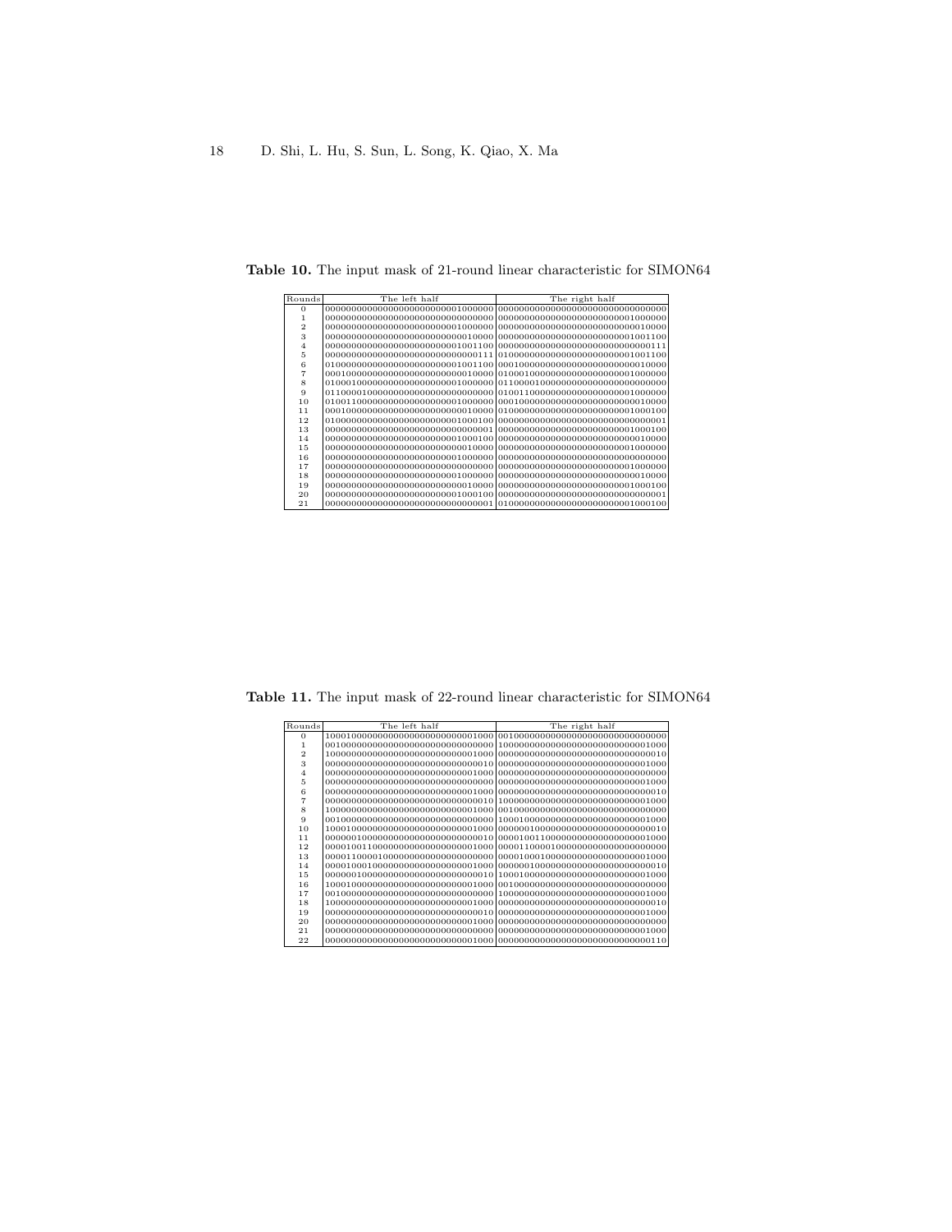**Table 10.** The input mask of 21-round linear characteristic for SIMON64

| Rounds | The left half | The right half |
|---|---|---|
| 0 | 00000000000000000000000001000000 | 00000000000000000000000000000000 |
| 1 | 00000000000000000000000000000000 | 00000000000000000000000001000000 |
| 2 | 00000000000000000000000001000000 | 00000000000000000000000000010000 |
| 3 | 00000000000000000000000000010000 | 00000000000000000000000001001100 |
| 4 | 00000000000000000000000001001100 | 00000000000000000000000000000111 |
| 5 | 00000000000000000000000000000111 | 01000000000000000000000001001100 |
| 6 | 01000000000000000000000001001100 | 00010000000000000000000000010000 |
| 7 | 00010000000000000000000000010000 | 01000100000000000000000001000000 |
| 8 | 01000100000000000000000001000000 | 01100001000000000000000000000000 |
| 9 | 01100001000000000000000000000000 | 01001100000000000000000001000000 |
| 10 | 01001100000000000000000001000000 | 00010000000000000000000000010000 |
| 11 | 00010000000000000000000000010000 | 01000000000000000000000001000100 |
| 12 | 01000000000000000000000001000100 | 00000000000000000000000000000001 |
| 13 | 00000000000000000000000000000001 | 00000000000000000000000001000100 |
| 14 | 00000000000000000000000001000100 | 00000000000000000000000000010000 |
| 15 | 00000000000000000000000000010000 | 00000000000000000000000001000000 |
| 16 | 00000000000000000000000001000000 | 00000000000000000000000000000000 |
| 17 | 00000000000000000000000000000000 | 00000000000000000000000001000000 |
| 18 | 00000000000000000000000001000000 | 00000000000000000000000000010000 |
| 19 | 00000000000000000000000000010000 | 00000000000000000000000001000100 |
| 20 | 00000000000000000000000001000100 | 00000000000000000000000000000001 |
| 21 | 00000000000000000000000000000001 | 01000000000000000000000001000100 |

**Table 11.** The input mask of 22-round linear characteristic for SIMON64

| Rounds | The left half | The right half |
|---|---|---|
| 0 | 10001000000000000000000000001000 | 00100000000000000000000000000000 |
| 1 | 00100000000000000000000000000000 | 10000000000000000000000000001000 |
| 2 | 10000000000000000000000000001000 | 00000000000000000000000000000010 |
| 3 | 00000000000000000000000000000010 | 00000000000000000000000000001000 |
| 4 | 00000000000000000000000000001000 | 00000000000000000000000000000000 |
| 5 | 00000000000000000000000000000000 | 00000000000000000000000000001000 |
| 6 | 00000000000000000000000000001000 | 00000000000000000000000000000010 |
| 7 | 00000000000000000000000000000010 | 10000000000000000000000000001000 |
| 8 | 10000000000000000000000000001000 | 00100000000000000000000000000000 |
| 9 | 00100000000000000000000000000000 | 10001000000000000000000000001000 |
| 10 | 10001000000000000000000000001000 | 00000010000000000000000000000010 |
| 11 | 00000010000000000000000000000010 | 00001001100000000000000000001000 |
| 12 | 00001001100000000000000000001000 | 00001100001000000000000000000000 |
| 13 | 00001100001000000000000000000000 | 00001000100000000000000000001000 |
| 14 | 00001000100000000000000000001000 | 00000010000000000000000000000010 |
| 15 | 00000010000000000000000000000010 | 10001000000000000000000000001000 |
| 16 | 10001000000000000000000000001000 | 00100000000000000000000000000000 |
| 17 | 00100000000000000000000000000000 | 10000000000000000000000000001000 |
| 18 | 10000000000000000000000000001000 | 00000000000000000000000000000010 |
| 19 | 00000000000000000000000000000010 | 00000000000000000000000000001000 |
| 20 | 00000000000000000000000000001000 | 00000000000000000000000000000000 |
| 21 | 00000000000000000000000000000000 | 00000000000000000000000000001000 |
| 22 | 00000000000000000000000000001000 | 00000000000000000000000000000110 |